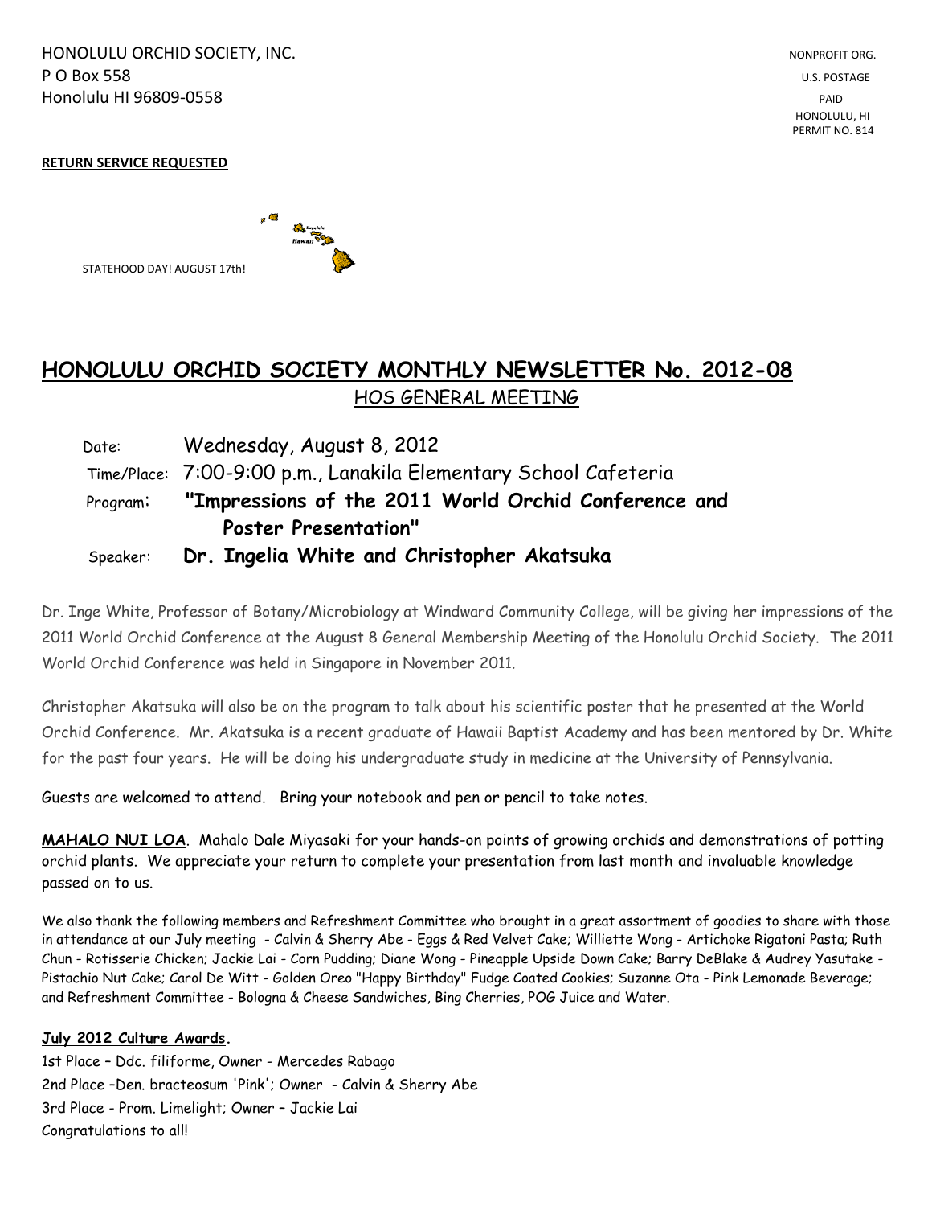HONOLULU ORCHID SOCIETY, INC.
P O Box 558
Honolulu HI 96809-0558

NONPROFIT ORG.
U.S. POSTAGE
PAID
HONOLULU, HI
PERMIT NO. 814

**RETURN SERVICE REQUESTED**

STATEHOOD DAY! AUGUST 17th!

# HONOLULU ORCHID SOCIETY MONTHLY NEWSLETTER No. 2012-08

## HOS GENERAL MEETING

Date: Wednesday, August 8, 2012

Time/Place: 7:00-9:00 p.m., Lanakila Elementary School Cafeteria

Program: **"Impressions of the 2011 World Orchid Conference and Poster Presentation"**

Speaker: **Dr. Ingelia White and Christopher Akatsuka**

Dr. Inge White, Professor of Botany/Microbiology at Windward Community College, will be giving her impressions of the 2011 World Orchid Conference at the August 8 General Membership Meeting of the Honolulu Orchid Society. The 2011 World Orchid Conference was held in Singapore in November 2011.

Christopher Akatsuka will also be on the program to talk about his scientific poster that he presented at the World Orchid Conference. Mr. Akatsuka is a recent graduate of Hawaii Baptist Academy and has been mentored by Dr. White for the past four years. He will be doing his undergraduate study in medicine at the University of Pennsylvania.

Guests are welcomed to attend. Bring your notebook and pen or pencil to take notes.

**MAHALO NUI LOA**. Mahalo Dale Miyasaki for your hands-on points of growing orchids and demonstrations of potting orchid plants. We appreciate your return to complete your presentation from last month and invaluable knowledge passed on to us.

We also thank the following members and Refreshment Committee who brought in a great assortment of goodies to share with those in attendance at our July meeting - Calvin & Sherry Abe - Eggs & Red Velvet Cake; Williette Wong - Artichoke Rigatoni Pasta; Ruth Chun - Rotisserie Chicken; Jackie Lai - Corn Pudding; Diane Wong - Pineapple Upside Down Cake; Barry DeBlake & Audrey Yasutake - Pistachio Nut Cake; Carol De Witt - Golden Oreo "Happy Birthday" Fudge Coated Cookies; Suzanne Ota - Pink Lemonade Beverage; and Refreshment Committee - Bologna & Cheese Sandwiches, Bing Cherries, POG Juice and Water.

**July 2012 Culture Awards.**

1st Place – Ddc. filiforme, Owner - Mercedes Rabago
2nd Place –Den. bracteosum 'Pink'; Owner - Calvin & Sherry Abe
3rd Place - Prom. Limelight; Owner – Jackie Lai
Congratulations to all!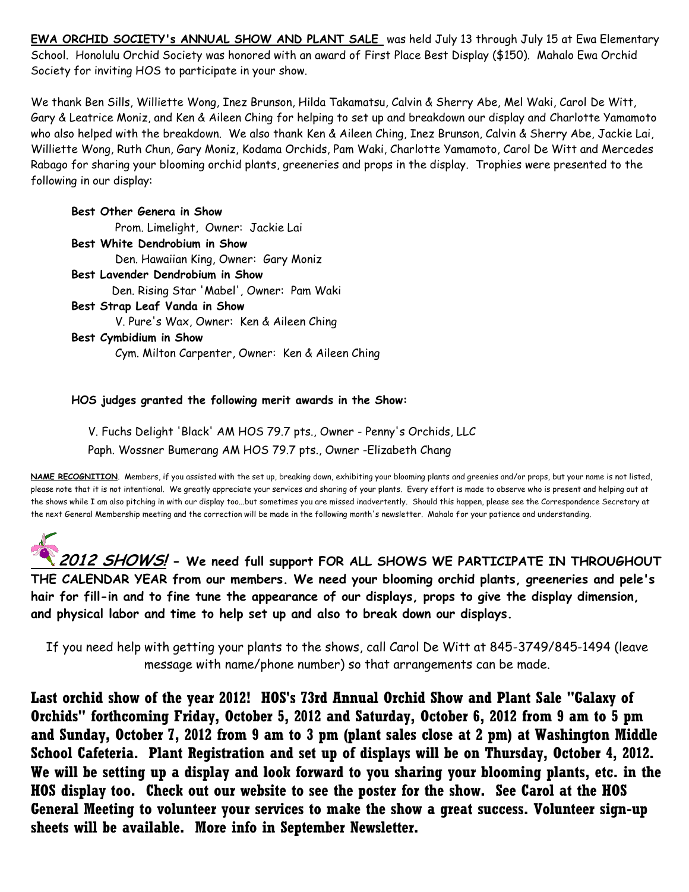**EWA ORCHID SOCIETY's ANNUAL SHOW AND PLANT SALE** was held July 13 through July 15 at Ewa Elementary School. Honolulu Orchid Society was honored with an award of First Place Best Display ($150). Mahalo Ewa Orchid Society for inviting HOS to participate in your show.

We thank Ben Sills, Williette Wong, Inez Brunson, Hilda Takamatsu, Calvin & Sherry Abe, Mel Waki, Carol De Witt, Gary & Leatrice Moniz, and Ken & Aileen Ching for helping to set up and breakdown our display and Charlotte Yamamoto who also helped with the breakdown. We also thank Ken & Aileen Ching, Inez Brunson, Calvin & Sherry Abe, Jackie Lai, Williette Wong, Ruth Chun, Gary Moniz, Kodama Orchids, Pam Waki, Charlotte Yamamoto, Carol De Witt and Mercedes Rabago for sharing your blooming orchid plants, greeneries and props in the display. Trophies were presented to the following in our display:

**Best Other Genera in Show**
Prom. Limelight, Owner: Jackie Lai

**Best White Dendrobium in Show**
Den. Hawaiian King, Owner: Gary Moniz

**Best Lavender Dendrobium in Show**
Den. Rising Star 'Mabel', Owner: Pam Waki

**Best Strap Leaf Vanda in Show**
V. Pure's Wax, Owner: Ken & Aileen Ching

**Best Cymbidium in Show**
Cym. Milton Carpenter, Owner: Ken & Aileen Ching

**HOS judges granted the following merit awards in the Show:**

V. Fuchs Delight 'Black' AM HOS 79.7 pts., Owner - Penny's Orchids, LLC
Paph. Wossner Bumerang AM HOS 79.7 pts., Owner -Elizabeth Chang

**NAME RECOGNITION**. Members, if you assisted with the set up, breaking down, exhibiting your blooming plants and greenies and/or props, but your name is not listed, please note that it is not intentional. We greatly appreciate your services and sharing of your plants. Every effort is made to observe who is present and helping out at the shows while I am also pitching in with our display too...but sometimes you are missed inadvertently. Should this happen, please see the Correspondence Secretary at the next General Membership meeting and the correction will be made in the following month's newsletter. Mahalo for your patience and understanding.

***2012 SHOWS!*** **- We need full support FOR ALL SHOWS WE PARTICIPATE IN THROUGHOUT THE CALENDAR YEAR from our members. We need your blooming orchid plants, greeneries and pele's hair for fill-in and to fine tune the appearance of our displays, props to give the display dimension, and physical labor and time to help set up and also to break down our displays.**

If you need help with getting your plants to the shows, call Carol De Witt at 845-3749/845-1494 (leave message with name/phone number) so that arrangements can be made.

**Last orchid show of the year 2012! HOS's 73rd Annual Orchid Show and Plant Sale "Galaxy of Orchids" forthcoming Friday, October 5, 2012 and Saturday, October 6, 2012 from 9 am to 5 pm and Sunday, October 7, 2012 from 9 am to 3 pm (plant sales close at 2 pm) at Washington Middle School Cafeteria. Plant Registration and set up of displays will be on Thursday, October 4, 2012. We will be setting up a display and look forward to you sharing your blooming plants, etc. in the HOS display too. Check out our website to see the poster for the show. See Carol at the HOS General Meeting to volunteer your services to make the show a great success. Volunteer sign-up sheets will be available. More info in September Newsletter.**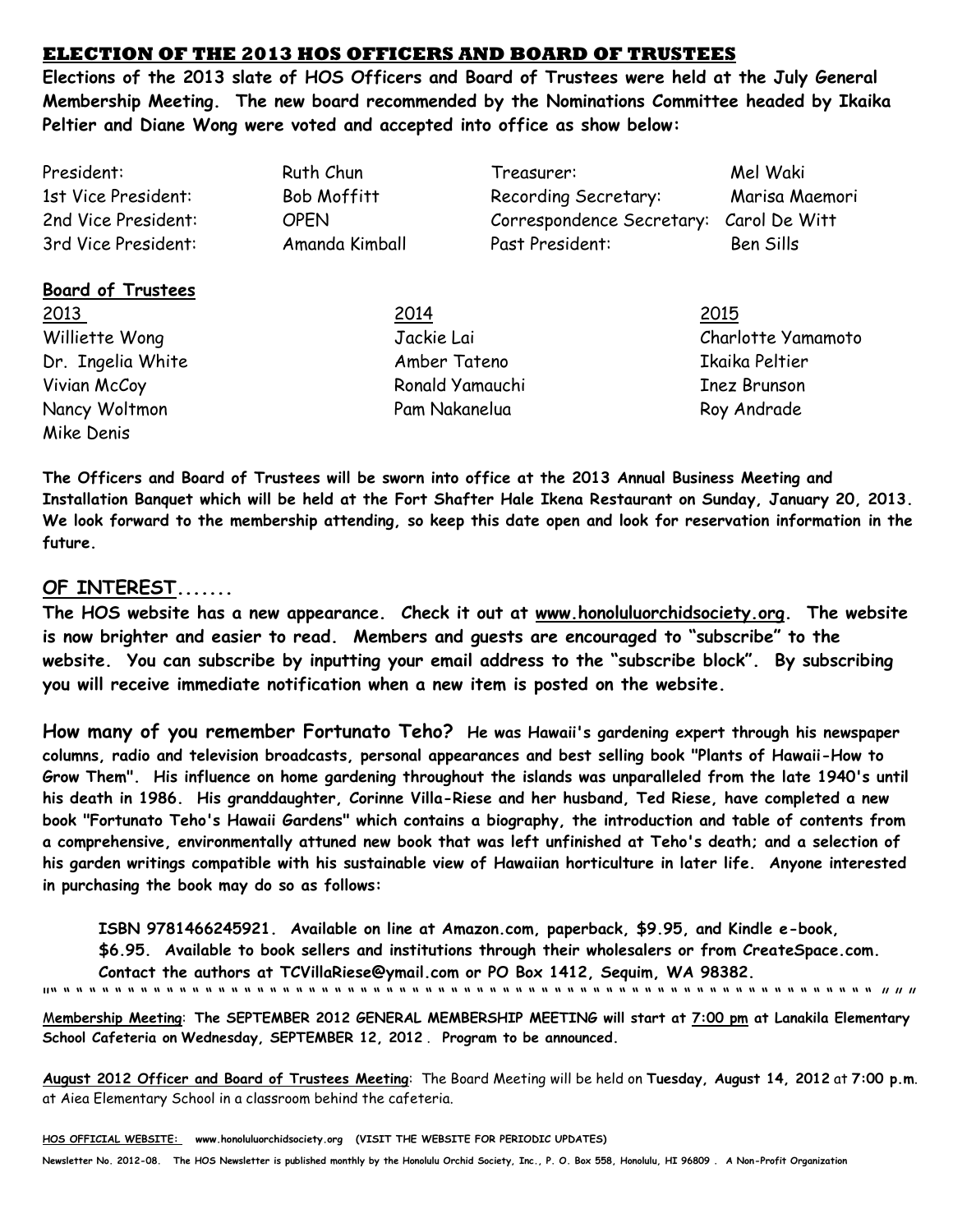## ELECTION OF THE 2013 HOS OFFICERS AND BOARD OF TRUSTEES

**Elections of the 2013 slate of HOS Officers and Board of Trustees were held at the July General Membership Meeting. The new board recommended by the Nominations Committee headed by Ikaika Peltier and Diane Wong were voted and accepted into office as show below:**

| | | | |
|---|---|---|---|
| President: | Ruth Chun | Treasurer: | Mel Waki |
| 1st Vice President: | Bob Moffitt | Recording Secretary: | Marisa Maemori |
| 2nd Vice President: | OPEN | Correspondence Secretary: | Carol De Witt |
| 3rd Vice President: | Amanda Kimball | Past President: | Ben Sills |

**Board of Trustees**

| 2013 | 2014 | 2015 |
|---|---|---|
| Williette Wong | Jackie Lai | Charlotte Yamamoto |
| Dr. Ingelia White | Amber Tateno | Ikaika Peltier |
| Vivian McCoy | Ronald Yamauchi | Inez Brunson |
| Nancy Woltmon | Pam Nakanelua | Roy Andrade |
| Mike Denis | | |

**The Officers and Board of Trustees will be sworn into office at the 2013 Annual Business Meeting and Installation Banquet which will be held at the Fort Shafter Hale Ikena Restaurant on Sunday, January 20, 2013. We look forward to the membership attending, so keep this date open and look for reservation information in the future.**

## OF INTEREST.......

**The HOS website has a new appearance. Check it out at www.honoluluorchidsociety.org. The website is now brighter and easier to read. Members and guests are encouraged to "subscribe" to the website. You can subscribe by inputting your email address to the "subscribe block". By subscribing you will receive immediate notification when a new item is posted on the website.**

**How many of you remember Fortunato Teho? He was Hawaii's gardening expert through his newspaper columns, radio and television broadcasts, personal appearances and best selling book "Plants of Hawaii-How to Grow Them". His influence on home gardening throughout the islands was unparalleled from the late 1940's until his death in 1986. His granddaughter, Corinne Villa-Riese and her husband, Ted Riese, have completed a new book "Fortunato Teho's Hawaii Gardens" which contains a biography, the introduction and table of contents from a comprehensive, environmentally attuned new book that was left unfinished at Teho's death; and a selection of his garden writings compatible with his sustainable view of Hawaiian horticulture in later life. Anyone interested in purchasing the book may do so as follows:**

> **ISBN 9781466245921. Available on line at Amazon.com, paperback, $9.95, and Kindle e-book, $6.95. Available to book sellers and institutions through their wholesalers or from CreateSpace.com. Contact the authors at TCVillaRiese@ymail.com or PO Box 1412, Sequim, WA 98382.**

"" " " " " " " " " " " " " " " " " " " " " " " " " " " " " " " " " " " " " " " " " " " " " " " " " " " " " " " " " " " " " " " " " " " "

**Membership Meeting: The SEPTEMBER 2012 GENERAL MEMBERSHIP MEETING will start at 7:00 pm at Lanakila Elementary School Cafeteria on Wednesday, SEPTEMBER 12, 2012 . Program to be announced.**

**August 2012 Officer and Board of Trustees Meeting**: The Board Meeting will be held on **Tuesday, August 14, 2012** at **7:00 p.m**. at Aiea Elementary School in a classroom behind the cafeteria.

**HOS OFFICIAL WEBSITE: www.honoluluorchidsociety.org (VISIT THE WEBSITE FOR PERIODIC UPDATES)**

**Newsletter No. 2012-08. The HOS Newsletter is published monthly by the Honolulu Orchid Society, Inc., P. O. Box 558, Honolulu, HI 96809 . A Non-Profit Organization**